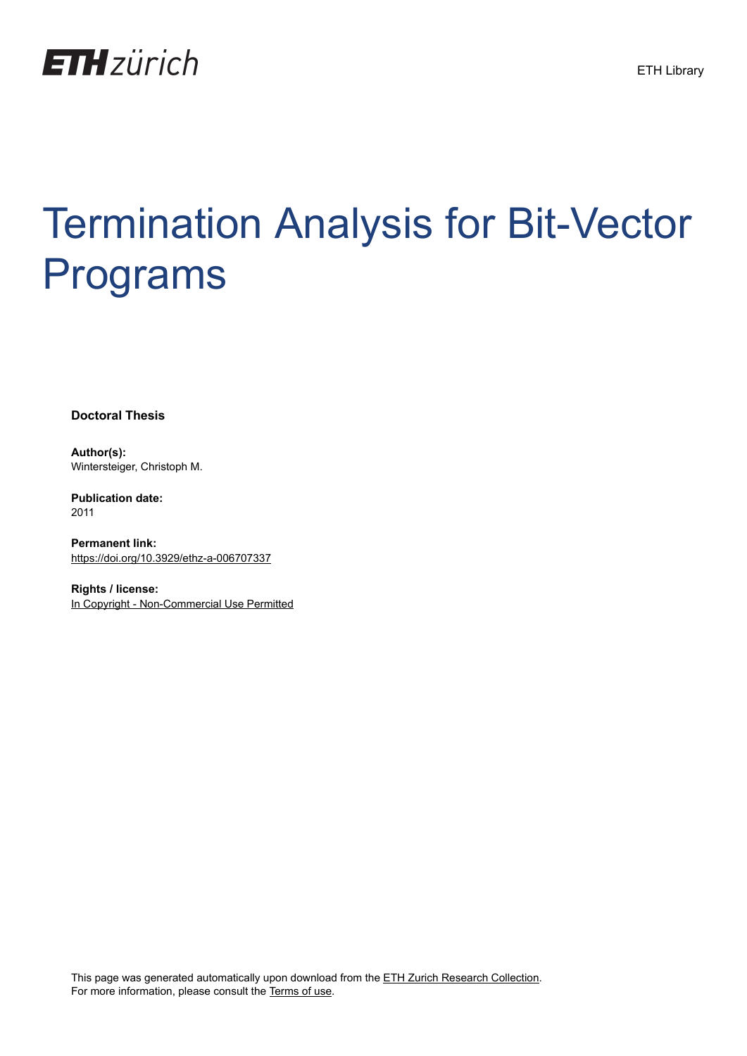# Termination Analysis for Bit-Vector Programs

**Doctoral Thesis**

**Author(s):**
Wintersteiger, Christoph M.

**Publication date:**
2011

**Permanent link:**
https://doi.org/10.3929/ethz-a-006707337

**Rights / license:**
In Copyright - Non-Commercial Use Permitted

This page was generated automatically upon download from the ETH Zurich Research Collection.
For more information, please consult the Terms of use.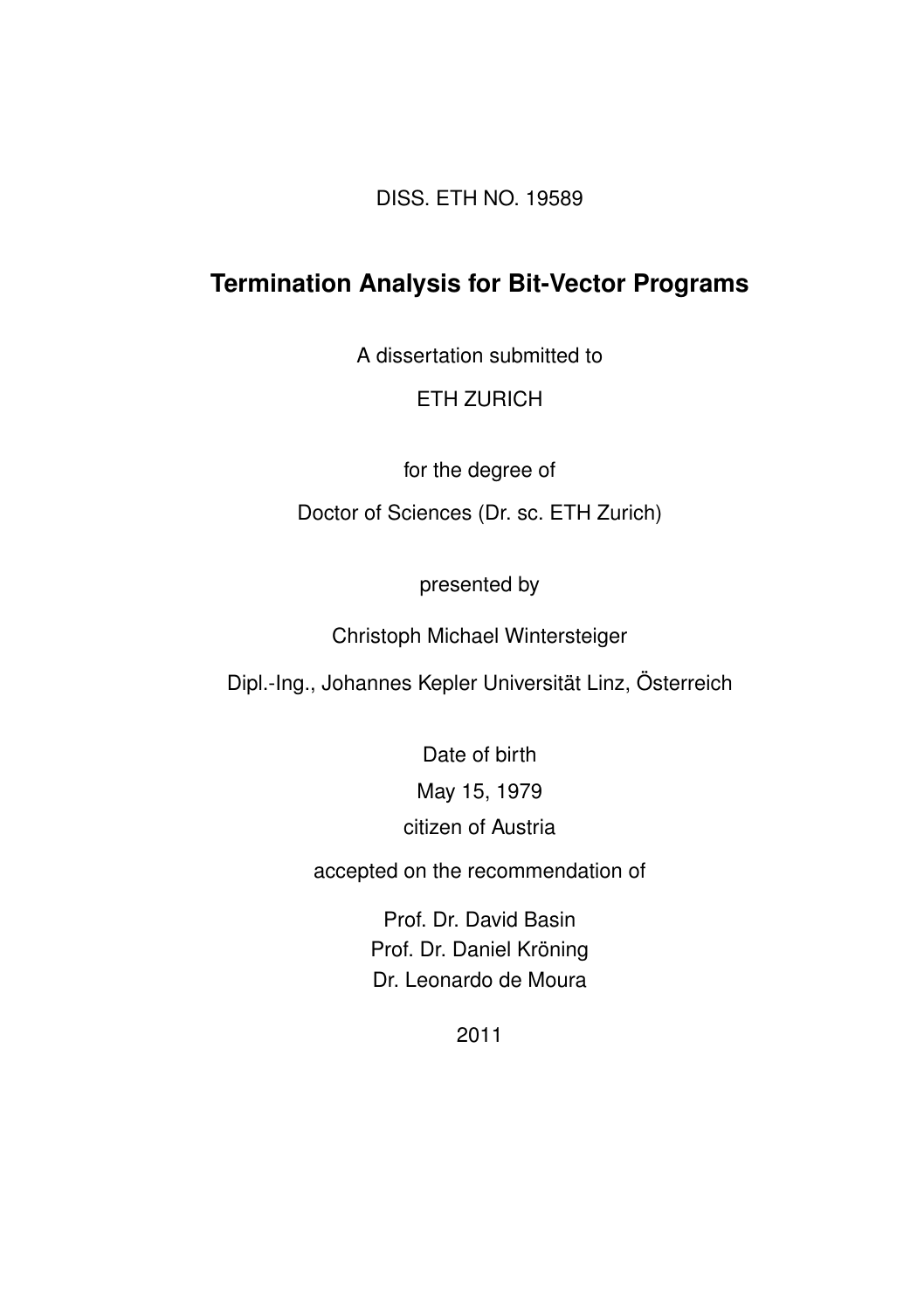DISS. ETH NO. 19589

# Termination Analysis for Bit-Vector Programs

A dissertation submitted to

ETH ZURICH

for the degree of

Doctor of Sciences (Dr. sc. ETH Zurich)

presented by

Christoph Michael Wintersteiger

Dipl.-Ing., Johannes Kepler Universität Linz, Österreich

Date of birth

May 15, 1979

citizen of Austria

accepted on the recommendation of

Prof. Dr. David Basin
Prof. Dr. Daniel Kröning
Dr. Leonardo de Moura

2011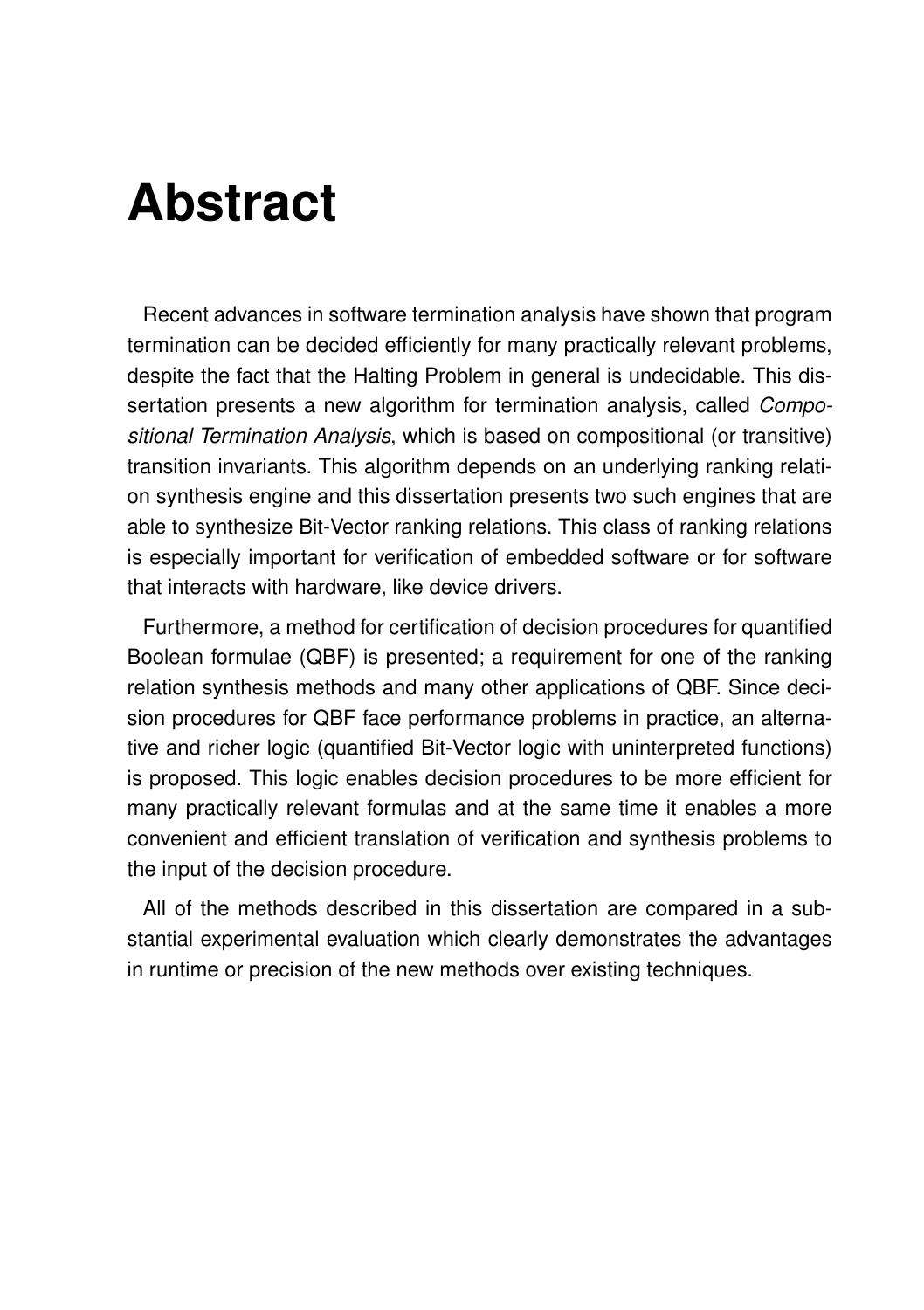# Abstract

Recent advances in software termination analysis have shown that program termination can be decided efficiently for many practically relevant problems, despite the fact that the Halting Problem in general is undecidable. This dissertation presents a new algorithm for termination analysis, called *Compositional Termination Analysis*, which is based on compositional (or transitive) transition invariants. This algorithm depends on an underlying ranking relation synthesis engine and this dissertation presents two such engines that are able to synthesize Bit-Vector ranking relations. This class of ranking relations is especially important for verification of embedded software or for software that interacts with hardware, like device drivers.

Furthermore, a method for certification of decision procedures for quantified Boolean formulae (QBF) is presented; a requirement for one of the ranking relation synthesis methods and many other applications of QBF. Since decision procedures for QBF face performance problems in practice, an alternative and richer logic (quantified Bit-Vector logic with uninterpreted functions) is proposed. This logic enables decision procedures to be more efficient for many practically relevant formulas and at the same time it enables a more convenient and efficient translation of verification and synthesis problems to the input of the decision procedure.

All of the methods described in this dissertation are compared in a substantial experimental evaluation which clearly demonstrates the advantages in runtime or precision of the new methods over existing techniques.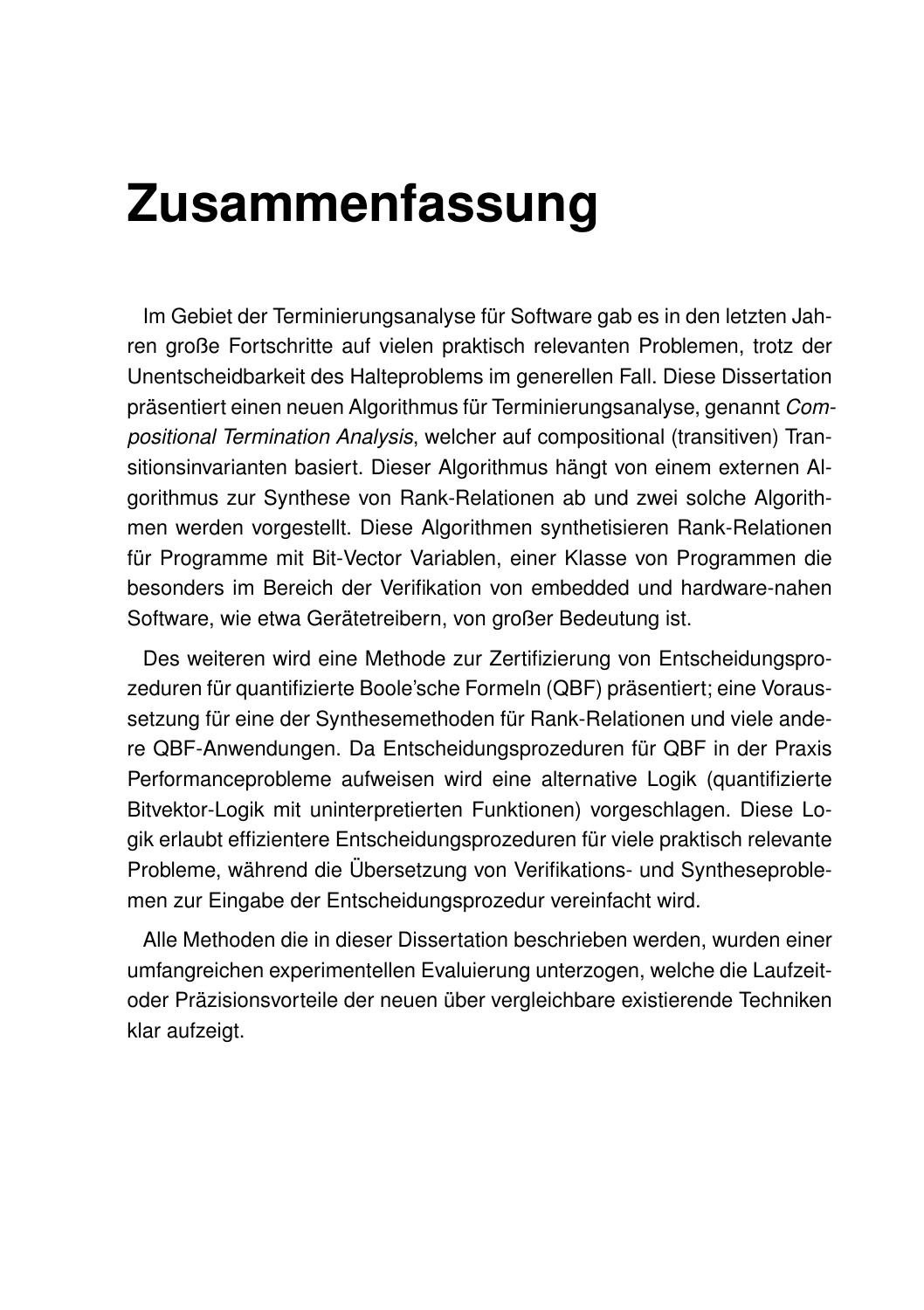# Zusammenfassung

Im Gebiet der Terminierungsanalyse für Software gab es in den letzten Jahren große Fortschritte auf vielen praktisch relevanten Problemen, trotz der Unentscheidbarkeit des Halteproblems im generellen Fall. Diese Dissertation präsentiert einen neuen Algorithmus für Terminierungsanalyse, genannt *Compositional Termination Analysis*, welcher auf compositional (transitiven) Transitionsinvarianten basiert. Dieser Algorithmus hängt von einem externen Algorithmus zur Synthese von Rank-Relationen ab und zwei solche Algorithmen werden vorgestellt. Diese Algorithmen synthetisieren Rank-Relationen für Programme mit Bit-Vector Variablen, einer Klasse von Programmen die besonders im Bereich der Verifikation von embedded und hardware-nahen Software, wie etwa Gerätetreibern, von großer Bedeutung ist.

Des weiteren wird eine Methode zur Zertifizierung von Entscheidungsprozeduren für quantifizierte Boole'sche Formeln (QBF) präsentiert; eine Voraussetzung für eine der Synthesemethoden für Rank-Relationen und viele andere QBF-Anwendungen. Da Entscheidungsprozeduren für QBF in der Praxis Performanceprobleme aufweisen wird eine alternative Logik (quantifizierte Bitvektor-Logik mit uninterpretierten Funktionen) vorgeschlagen. Diese Logik erlaubt effizientere Entscheidungsprozeduren für viele praktisch relevante Probleme, während die Übersetzung von Verifikations- und Syntheseproblemen zur Eingabe der Entscheidungsprozedur vereinfacht wird.

Alle Methoden die in dieser Dissertation beschrieben werden, wurden einer umfangreichen experimentellen Evaluierung unterzogen, welche die Laufzeit- oder Präzisionsvorteile der neuen über vergleichbare existierende Techniken klar aufzeigt.